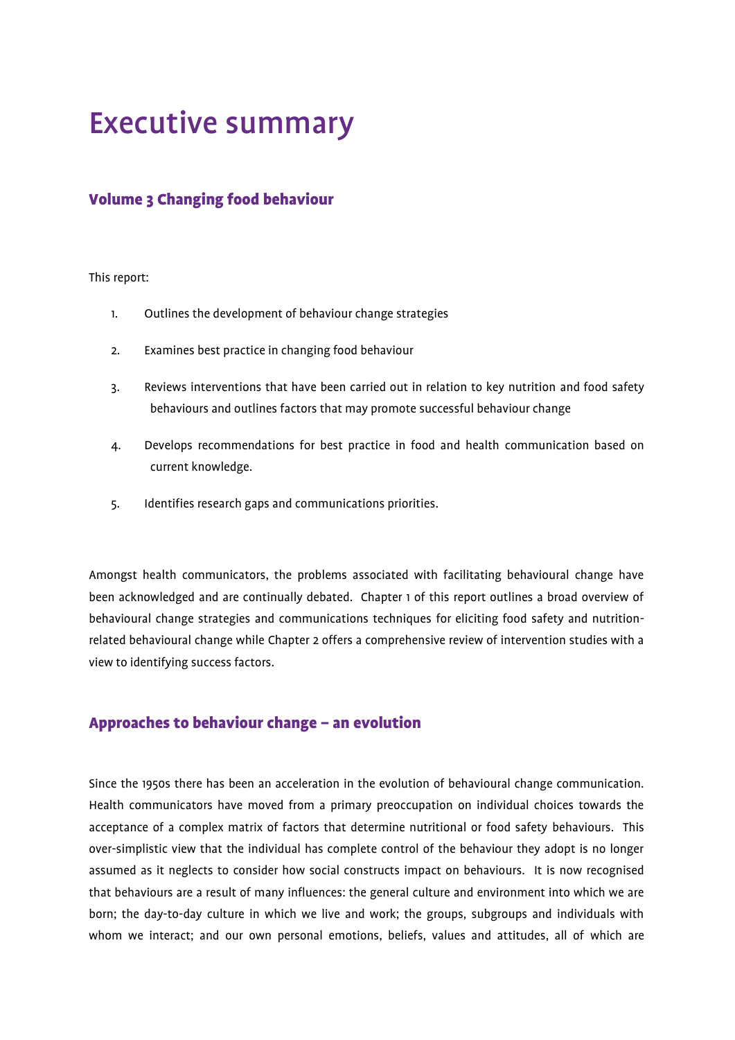# Executive summary

## Volume 3 Changing food behaviour

This report:

1. Outlines the development of behaviour change strategies
2. Examines best practice in changing food behaviour
3. Reviews interventions that have been carried out in relation to key nutrition and food safety behaviours and outlines factors that may promote successful behaviour change
4. Develops recommendations for best practice in food and health communication based on current knowledge.
5. Identifies research gaps and communications priorities.

Amongst health communicators, the problems associated with facilitating behavioural change have been acknowledged and are continually debated. Chapter 1 of this report outlines a broad overview of behavioural change strategies and communications techniques for eliciting food safety and nutrition-related behavioural change while Chapter 2 offers a comprehensive review of intervention studies with a view to identifying success factors.

## Approaches to behaviour change – an evolution

Since the 1950s there has been an acceleration in the evolution of behavioural change communication. Health communicators have moved from a primary preoccupation on individual choices towards the acceptance of a complex matrix of factors that determine nutritional or food safety behaviours. This over-simplistic view that the individual has complete control of the behaviour they adopt is no longer assumed as it neglects to consider how social constructs impact on behaviours. It is now recognised that behaviours are a result of many influences: the general culture and environment into which we are born; the day-to-day culture in which we live and work; the groups, subgroups and individuals with whom we interact; and our own personal emotions, beliefs, values and attitudes, all of which are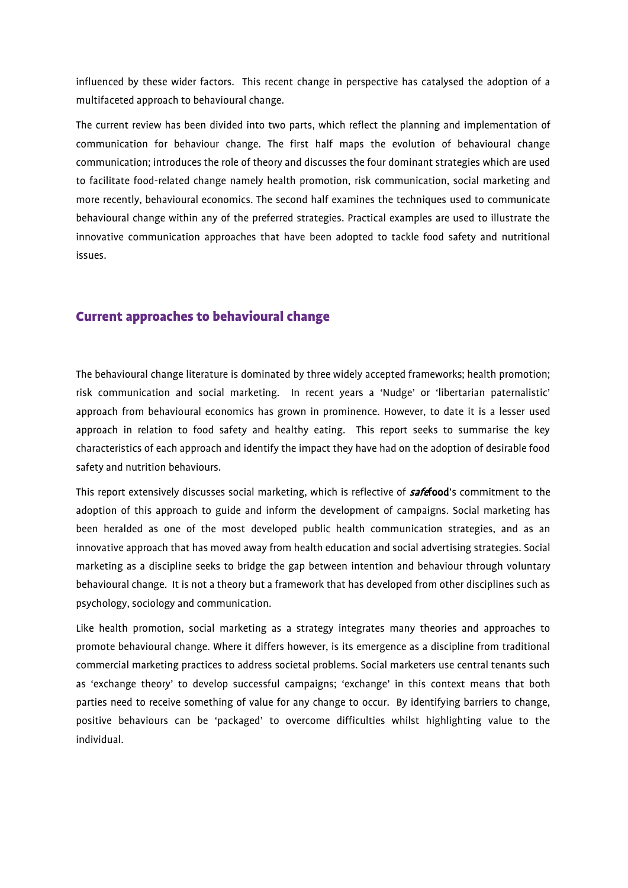influenced by these wider factors. This recent change in perspective has catalysed the adoption of a multifaceted approach to behavioural change.

The current review has been divided into two parts, which reflect the planning and implementation of communication for behaviour change. The first half maps the evolution of behavioural change communication; introduces the role of theory and discusses the four dominant strategies which are used to facilitate food-related change namely health promotion, risk communication, social marketing and more recently, behavioural economics. The second half examines the techniques used to communicate behavioural change within any of the preferred strategies. Practical examples are used to illustrate the innovative communication approaches that have been adopted to tackle food safety and nutritional issues.

## Current approaches to behavioural change

The behavioural change literature is dominated by three widely accepted frameworks; health promotion; risk communication and social marketing. In recent years a 'Nudge' or 'libertarian paternalistic' approach from behavioural economics has grown in prominence. However, to date it is a lesser used approach in relation to food safety and healthy eating. This report seeks to summarise the key characteristics of each approach and identify the impact they have had on the adoption of desirable food safety and nutrition behaviours.

This report extensively discusses social marketing, which is reflective of ***safe*****food**'s commitment to the adoption of this approach to guide and inform the development of campaigns. Social marketing has been heralded as one of the most developed public health communication strategies, and as an innovative approach that has moved away from health education and social advertising strategies. Social marketing as a discipline seeks to bridge the gap between intention and behaviour through voluntary behavioural change. It is not a theory but a framework that has developed from other disciplines such as psychology, sociology and communication.

Like health promotion, social marketing as a strategy integrates many theories and approaches to promote behavioural change. Where it differs however, is its emergence as a discipline from traditional commercial marketing practices to address societal problems. Social marketers use central tenants such as 'exchange theory' to develop successful campaigns; 'exchange' in this context means that both parties need to receive something of value for any change to occur. By identifying barriers to change, positive behaviours can be 'packaged' to overcome difficulties whilst highlighting value to the individual.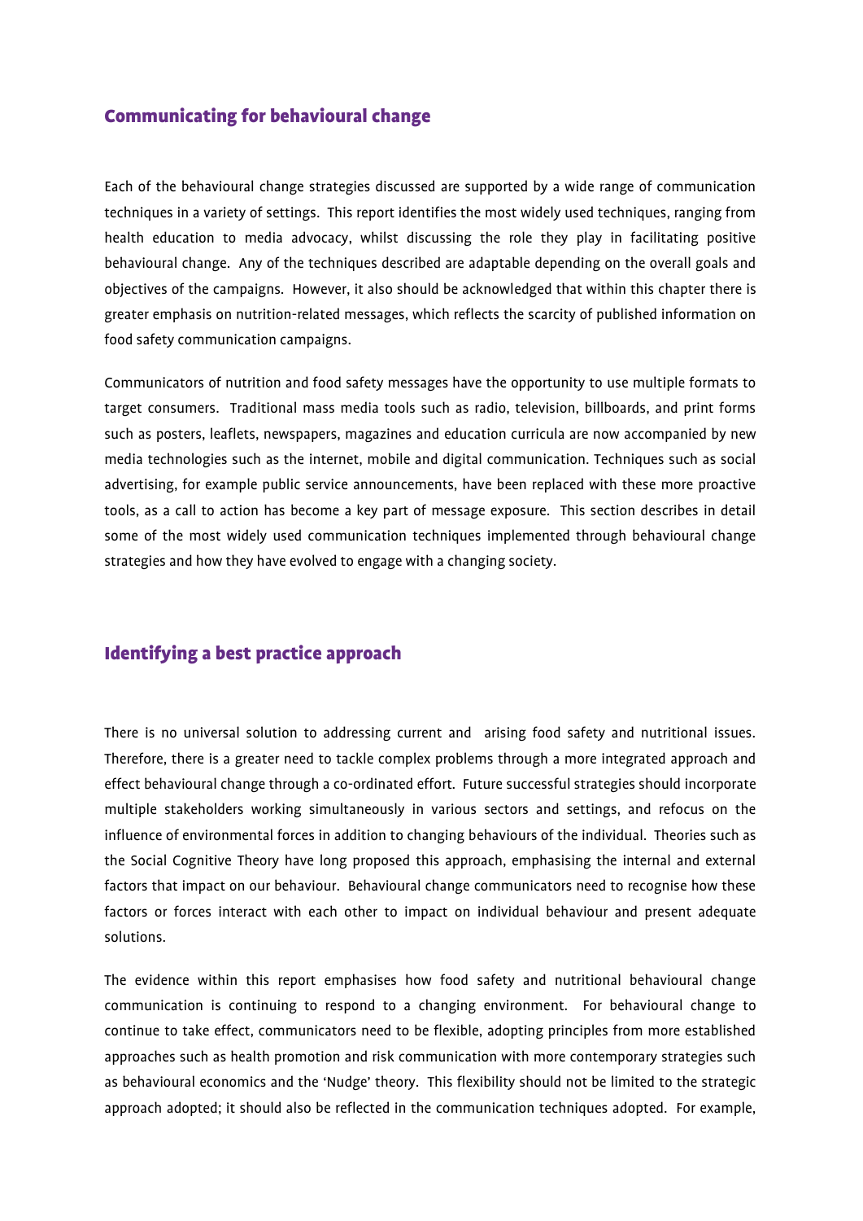## Communicating for behavioural change

Each of the behavioural change strategies discussed are supported by a wide range of communication techniques in a variety of settings. This report identifies the most widely used techniques, ranging from health education to media advocacy, whilst discussing the role they play in facilitating positive behavioural change. Any of the techniques described are adaptable depending on the overall goals and objectives of the campaigns. However, it also should be acknowledged that within this chapter there is greater emphasis on nutrition-related messages, which reflects the scarcity of published information on food safety communication campaigns.

Communicators of nutrition and food safety messages have the opportunity to use multiple formats to target consumers. Traditional mass media tools such as radio, television, billboards, and print forms such as posters, leaflets, newspapers, magazines and education curricula are now accompanied by new media technologies such as the internet, mobile and digital communication. Techniques such as social advertising, for example public service announcements, have been replaced with these more proactive tools, as a call to action has become a key part of message exposure. This section describes in detail some of the most widely used communication techniques implemented through behavioural change strategies and how they have evolved to engage with a changing society.

## Identifying a best practice approach

There is no universal solution to addressing current and arising food safety and nutritional issues. Therefore, there is a greater need to tackle complex problems through a more integrated approach and effect behavioural change through a co-ordinated effort. Future successful strategies should incorporate multiple stakeholders working simultaneously in various sectors and settings, and refocus on the influence of environmental forces in addition to changing behaviours of the individual. Theories such as the Social Cognitive Theory have long proposed this approach, emphasising the internal and external factors that impact on our behaviour. Behavioural change communicators need to recognise how these factors or forces interact with each other to impact on individual behaviour and present adequate solutions.

The evidence within this report emphasises how food safety and nutritional behavioural change communication is continuing to respond to a changing environment. For behavioural change to continue to take effect, communicators need to be flexible, adopting principles from more established approaches such as health promotion and risk communication with more contemporary strategies such as behavioural economics and the 'Nudge' theory. This flexibility should not be limited to the strategic approach adopted; it should also be reflected in the communication techniques adopted. For example,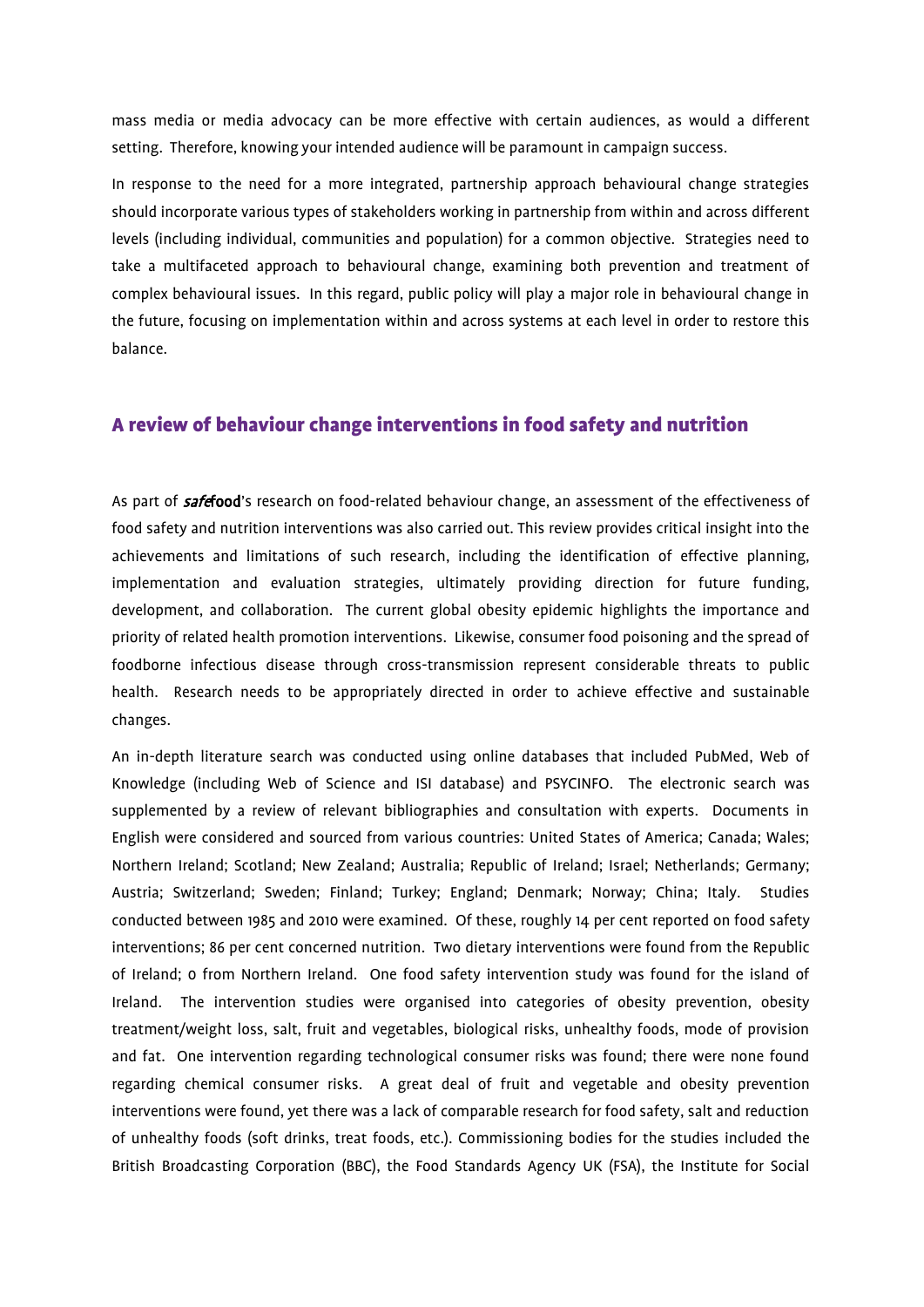mass media or media advocacy can be more effective with certain audiences, as would a different setting. Therefore, knowing your intended audience will be paramount in campaign success.

In response to the need for a more integrated, partnership approach behavioural change strategies should incorporate various types of stakeholders working in partnership from within and across different levels (including individual, communities and population) for a common objective. Strategies need to take a multifaceted approach to behavioural change, examining both prevention and treatment of complex behavioural issues. In this regard, public policy will play a major role in behavioural change in the future, focusing on implementation within and across systems at each level in order to restore this balance.

## A review of behaviour change interventions in food safety and nutrition

As part of ***safe*food**'s research on food-related behaviour change, an assessment of the effectiveness of food safety and nutrition interventions was also carried out. This review provides critical insight into the achievements and limitations of such research, including the identification of effective planning, implementation and evaluation strategies, ultimately providing direction for future funding, development, and collaboration. The current global obesity epidemic highlights the importance and priority of related health promotion interventions. Likewise, consumer food poisoning and the spread of foodborne infectious disease through cross-transmission represent considerable threats to public health. Research needs to be appropriately directed in order to achieve effective and sustainable changes.

An in-depth literature search was conducted using online databases that included PubMed, Web of Knowledge (including Web of Science and ISI database) and PSYCINFO. The electronic search was supplemented by a review of relevant bibliographies and consultation with experts. Documents in English were considered and sourced from various countries: United States of America; Canada; Wales; Northern Ireland; Scotland; New Zealand; Australia; Republic of Ireland; Israel; Netherlands; Germany; Austria; Switzerland; Sweden; Finland; Turkey; England; Denmark; Norway; China; Italy. Studies conducted between 1985 and 2010 were examined. Of these, roughly 14 per cent reported on food safety interventions; 86 per cent concerned nutrition. Two dietary interventions were found from the Republic of Ireland; 0 from Northern Ireland. One food safety intervention study was found for the island of Ireland. The intervention studies were organised into categories of obesity prevention, obesity treatment/weight loss, salt, fruit and vegetables, biological risks, unhealthy foods, mode of provision and fat. One intervention regarding technological consumer risks was found; there were none found regarding chemical consumer risks. A great deal of fruit and vegetable and obesity prevention interventions were found, yet there was a lack of comparable research for food safety, salt and reduction of unhealthy foods (soft drinks, treat foods, etc.). Commissioning bodies for the studies included the British Broadcasting Corporation (BBC), the Food Standards Agency UK (FSA), the Institute for Social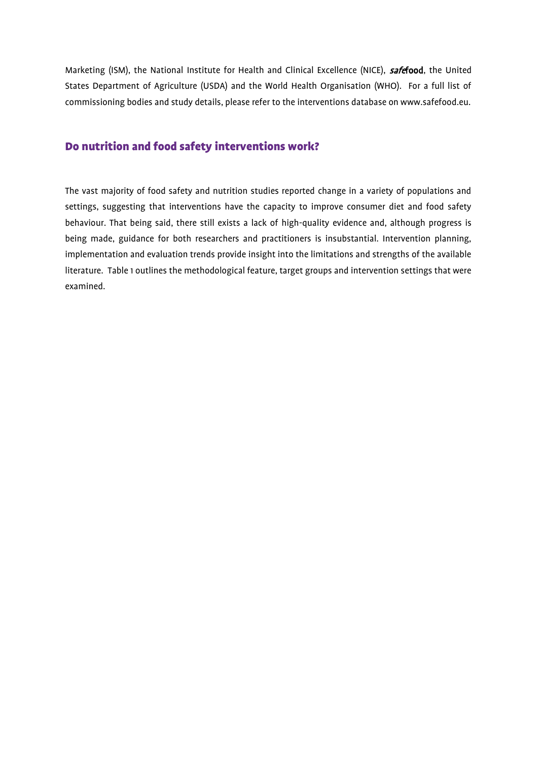Marketing (ISM), the National Institute for Health and Clinical Excellence (NICE), ***safe*****food**, the United States Department of Agriculture (USDA) and the World Health Organisation (WHO). For a full list of commissioning bodies and study details, please refer to the interventions database on www.safefood.eu.

## Do nutrition and food safety interventions work?

The vast majority of food safety and nutrition studies reported change in a variety of populations and settings, suggesting that interventions have the capacity to improve consumer diet and food safety behaviour. That being said, there still exists a lack of high-quality evidence and, although progress is being made, guidance for both researchers and practitioners is insubstantial. Intervention planning, implementation and evaluation trends provide insight into the limitations and strengths of the available literature. Table 1 outlines the methodological feature, target groups and intervention settings that were examined.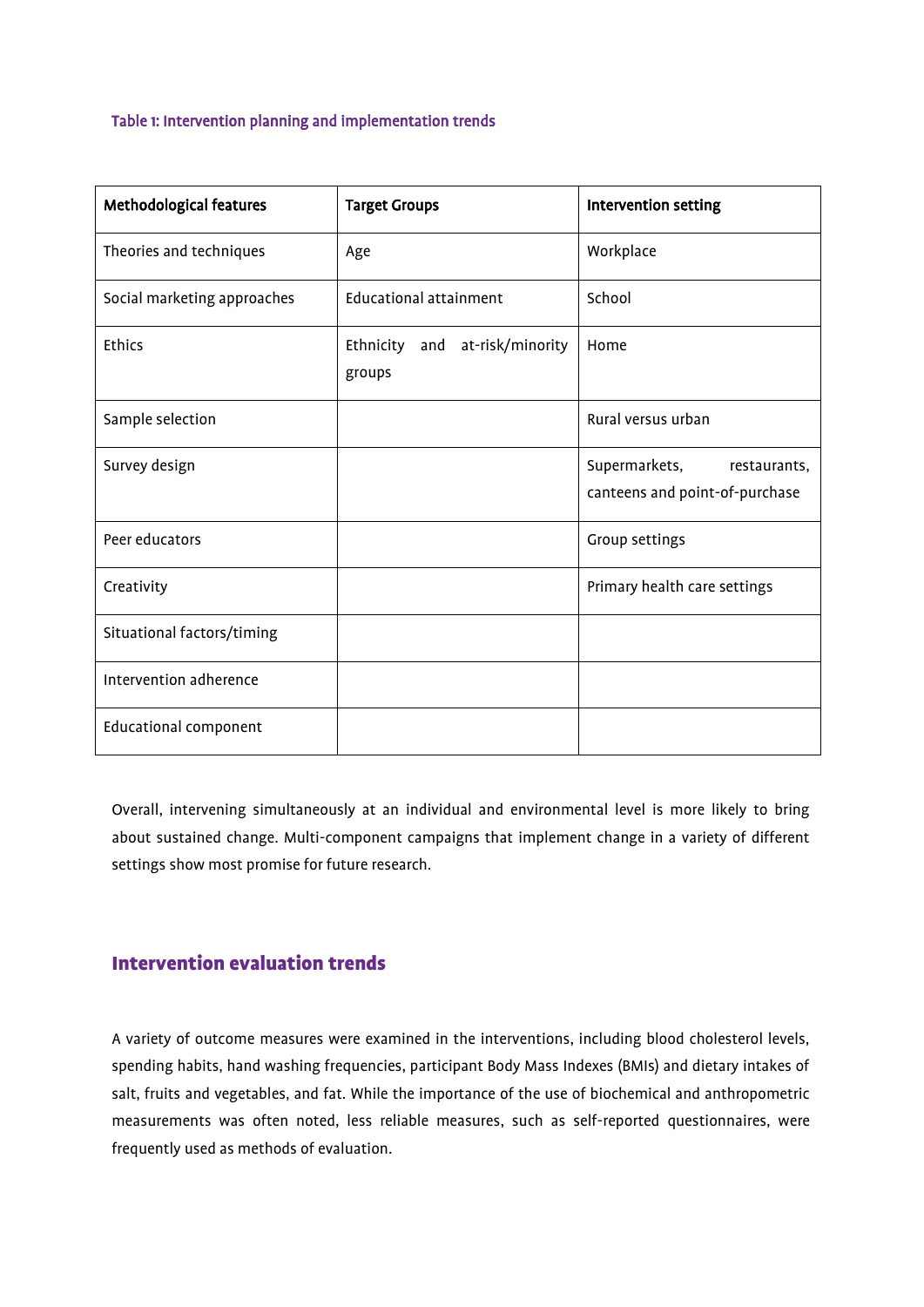**Table 1: Intervention planning and implementation trends**

| Methodological features | Target Groups | Intervention setting |
|---|---|---|
| Theories and techniques | Age | Workplace |
| Social marketing approaches | Educational attainment | School |
| Ethics | Ethnicity and at-risk/minority groups | Home |
| Sample selection | | Rural versus urban |
| Survey design | | Supermarkets, restaurants, canteens and point-of-purchase |
| Peer educators | | Group settings |
| Creativity | | Primary health care settings |
| Situational factors/timing | | |
| Intervention adherence | | |
| Educational component | | |

Overall, intervening simultaneously at an individual and environmental level is more likely to bring about sustained change. Multi-component campaigns that implement change in a variety of different settings show most promise for future research.

## Intervention evaluation trends

A variety of outcome measures were examined in the interventions, including blood cholesterol levels, spending habits, hand washing frequencies, participant Body Mass Indexes (BMIs) and dietary intakes of salt, fruits and vegetables, and fat. While the importance of the use of biochemical and anthropometric measurements was often noted, less reliable measures, such as self-reported questionnaires, were frequently used as methods of evaluation.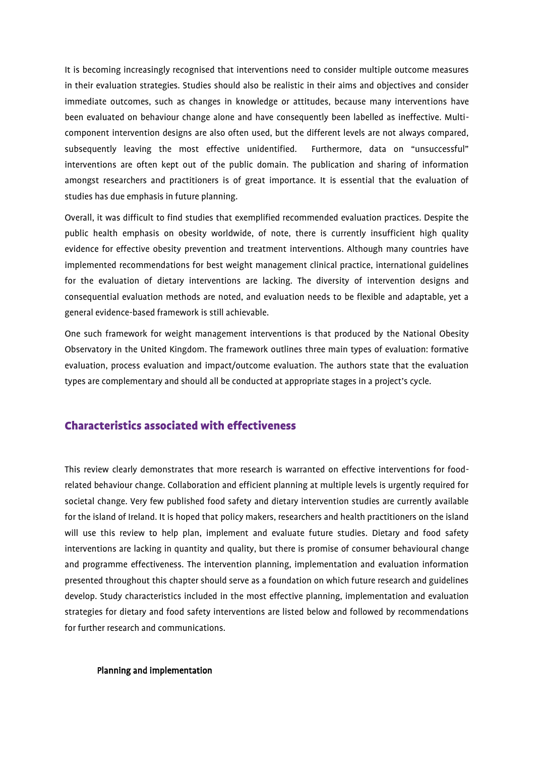It is becoming increasingly recognised that interventions need to consider multiple outcome measures in their evaluation strategies. Studies should also be realistic in their aims and objectives and consider immediate outcomes, such as changes in knowledge or attitudes, because many interventions have been evaluated on behaviour change alone and have consequently been labelled as ineffective. Multi-component intervention designs are also often used, but the different levels are not always compared, subsequently leaving the most effective unidentified. Furthermore, data on "unsuccessful" interventions are often kept out of the public domain. The publication and sharing of information amongst researchers and practitioners is of great importance. It is essential that the evaluation of studies has due emphasis in future planning.

Overall, it was difficult to find studies that exemplified recommended evaluation practices. Despite the public health emphasis on obesity worldwide, of note, there is currently insufficient high quality evidence for effective obesity prevention and treatment interventions. Although many countries have implemented recommendations for best weight management clinical practice, international guidelines for the evaluation of dietary interventions are lacking. The diversity of intervention designs and consequential evaluation methods are noted, and evaluation needs to be flexible and adaptable, yet a general evidence-based framework is still achievable.

One such framework for weight management interventions is that produced by the National Obesity Observatory in the United Kingdom. The framework outlines three main types of evaluation: formative evaluation, process evaluation and impact/outcome evaluation. The authors state that the evaluation types are complementary and should all be conducted at appropriate stages in a project's cycle.

## Characteristics associated with effectiveness

This review clearly demonstrates that more research is warranted on effective interventions for food-related behaviour change. Collaboration and efficient planning at multiple levels is urgently required for societal change. Very few published food safety and dietary intervention studies are currently available for the island of Ireland. It is hoped that policy makers, researchers and health practitioners on the island will use this review to help plan, implement and evaluate future studies. Dietary and food safety interventions are lacking in quantity and quality, but there is promise of consumer behavioural change and programme effectiveness. The intervention planning, implementation and evaluation information presented throughout this chapter should serve as a foundation on which future research and guidelines develop. Study characteristics included in the most effective planning, implementation and evaluation strategies for dietary and food safety interventions are listed below and followed by recommendations for further research and communications.

### Planning and implementation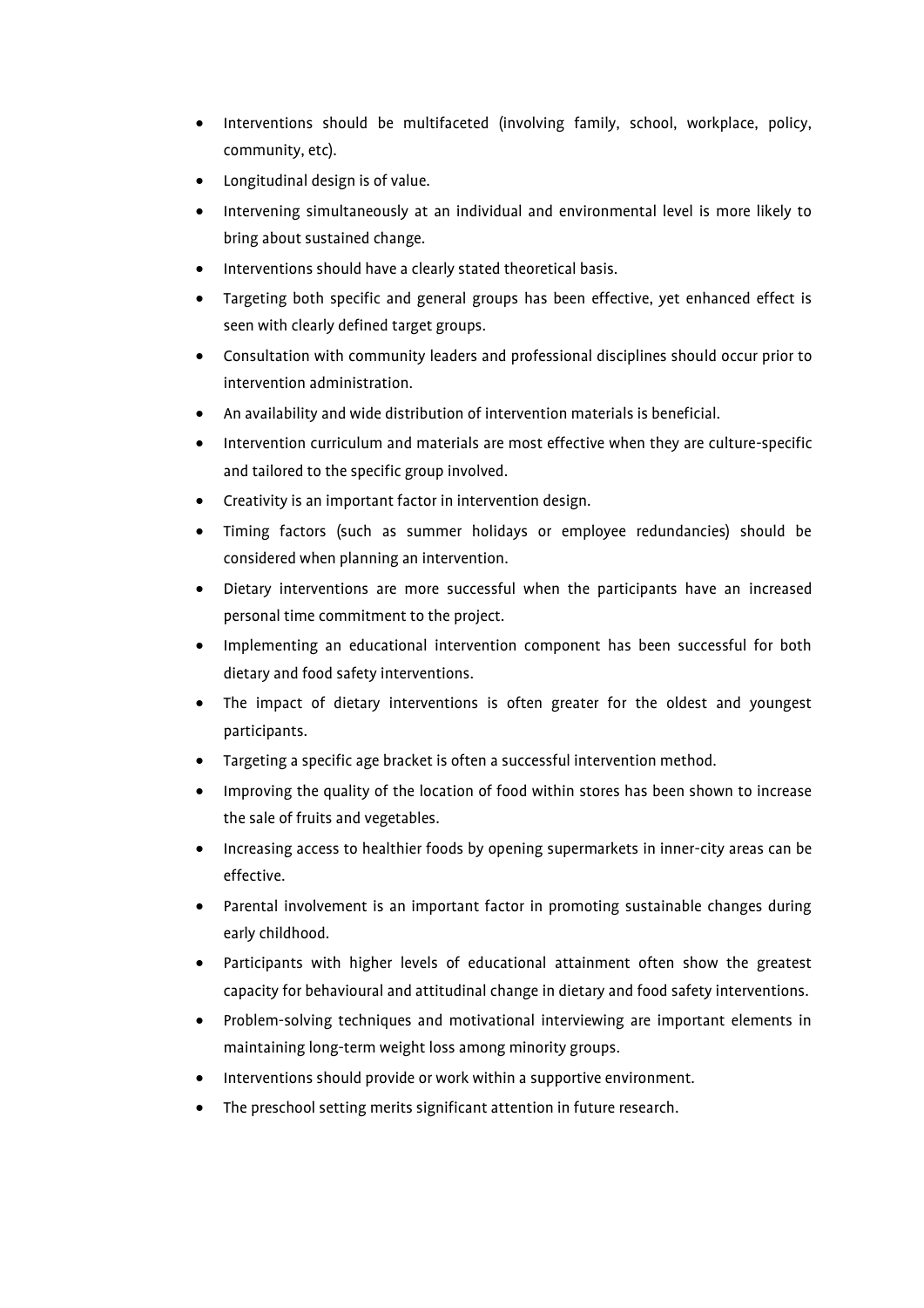- Interventions should be multifaceted (involving family, school, workplace, policy, community, etc).
- Longitudinal design is of value.
- Intervening simultaneously at an individual and environmental level is more likely to bring about sustained change.
- Interventions should have a clearly stated theoretical basis.
- Targeting both specific and general groups has been effective, yet enhanced effect is seen with clearly defined target groups.
- Consultation with community leaders and professional disciplines should occur prior to intervention administration.
- An availability and wide distribution of intervention materials is beneficial.
- Intervention curriculum and materials are most effective when they are culture-specific and tailored to the specific group involved.
- Creativity is an important factor in intervention design.
- Timing factors (such as summer holidays or employee redundancies) should be considered when planning an intervention.
- Dietary interventions are more successful when the participants have an increased personal time commitment to the project.
- Implementing an educational intervention component has been successful for both dietary and food safety interventions.
- The impact of dietary interventions is often greater for the oldest and youngest participants.
- Targeting a specific age bracket is often a successful intervention method.
- Improving the quality of the location of food within stores has been shown to increase the sale of fruits and vegetables.
- Increasing access to healthier foods by opening supermarkets in inner-city areas can be effective.
- Parental involvement is an important factor in promoting sustainable changes during early childhood.
- Participants with higher levels of educational attainment often show the greatest capacity for behavioural and attitudinal change in dietary and food safety interventions.
- Problem-solving techniques and motivational interviewing are important elements in maintaining long-term weight loss among minority groups.
- Interventions should provide or work within a supportive environment.
- The preschool setting merits significant attention in future research.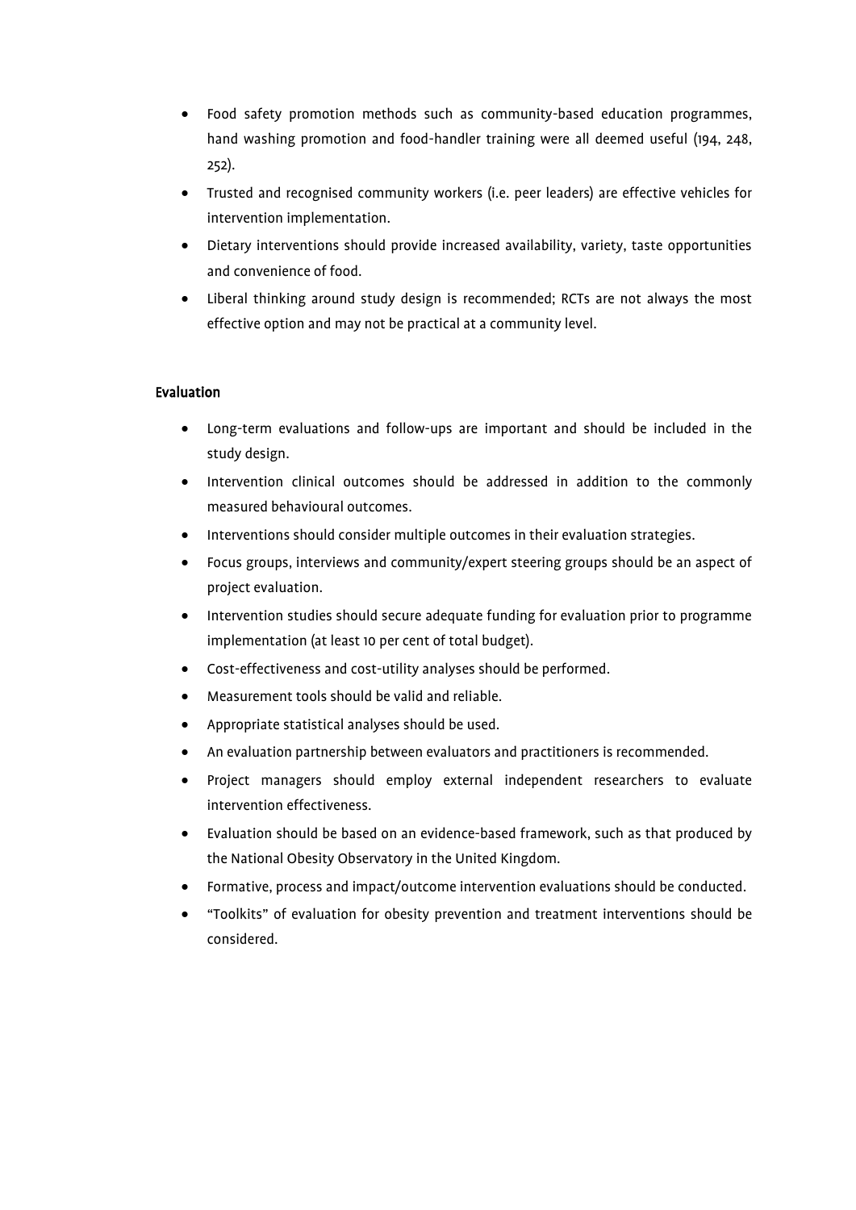- Food safety promotion methods such as community-based education programmes, hand washing promotion and food-handler training were all deemed useful (194, 248, 252).
- Trusted and recognised community workers (i.e. peer leaders) are effective vehicles for intervention implementation.
- Dietary interventions should provide increased availability, variety, taste opportunities and convenience of food.
- Liberal thinking around study design is recommended; RCTs are not always the most effective option and may not be practical at a community level.

#### Evaluation

- Long-term evaluations and follow-ups are important and should be included in the study design.
- Intervention clinical outcomes should be addressed in addition to the commonly measured behavioural outcomes.
- Interventions should consider multiple outcomes in their evaluation strategies.
- Focus groups, interviews and community/expert steering groups should be an aspect of project evaluation.
- Intervention studies should secure adequate funding for evaluation prior to programme implementation (at least 10 per cent of total budget).
- Cost-effectiveness and cost-utility analyses should be performed.
- Measurement tools should be valid and reliable.
- Appropriate statistical analyses should be used.
- An evaluation partnership between evaluators and practitioners is recommended.
- Project managers should employ external independent researchers to evaluate intervention effectiveness.
- Evaluation should be based on an evidence-based framework, such as that produced by the National Obesity Observatory in the United Kingdom.
- Formative, process and impact/outcome intervention evaluations should be conducted.
- "Toolkits" of evaluation for obesity prevention and treatment interventions should be considered.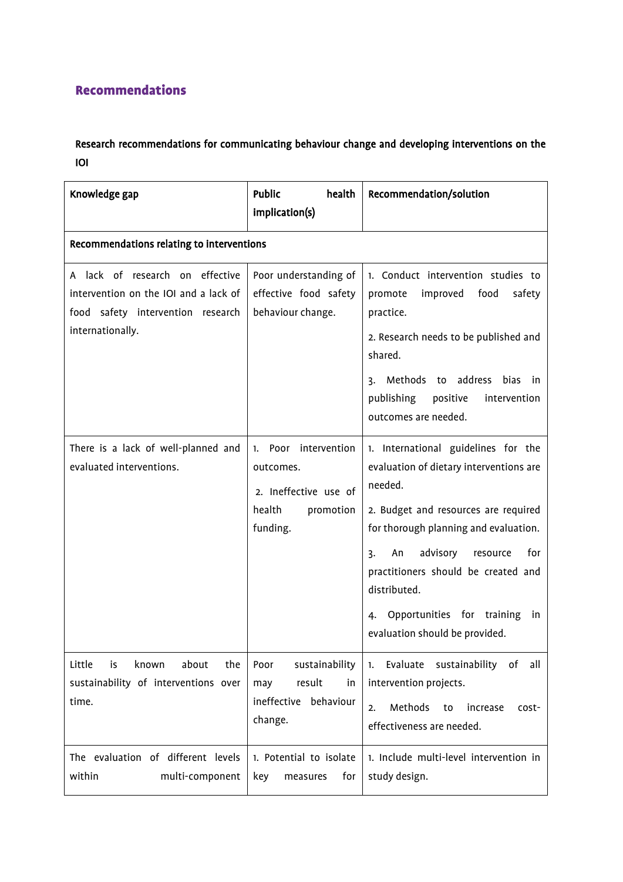## Recommendations

**Research recommendations for communicating behaviour change and developing interventions on the IOI**

| Knowledge gap | Public health implication(s) | Recommendation/solution |
|---|---|---|
| **Recommendations relating to interventions** | | |
| A lack of research on effective intervention on the IOI and a lack of food safety intervention research internationally. | Poor understanding of effective food safety behaviour change. | 1. Conduct intervention studies to promote improved food safety practice.<br>2. Research needs to be published and shared.<br>3. Methods to address bias in publishing positive intervention outcomes are needed. |
| There is a lack of well-planned and evaluated interventions. | 1. Poor intervention outcomes.<br>2. Ineffective use of health promotion funding. | 1. International guidelines for the evaluation of dietary interventions are needed.<br>2. Budget and resources are required for thorough planning and evaluation.<br>3. An advisory resource for practitioners should be created and distributed.<br>4. Opportunities for training in evaluation should be provided. |
| Little is known about the sustainability of interventions over time. | Poor sustainability may result in ineffective behaviour change. | 1. Evaluate sustainability of all intervention projects.<br>2. Methods to increase cost-effectiveness are needed. |
| The evaluation of different levels within multi-component | 1. Potential to isolate key measures for | 1. Include multi-level intervention in study design. |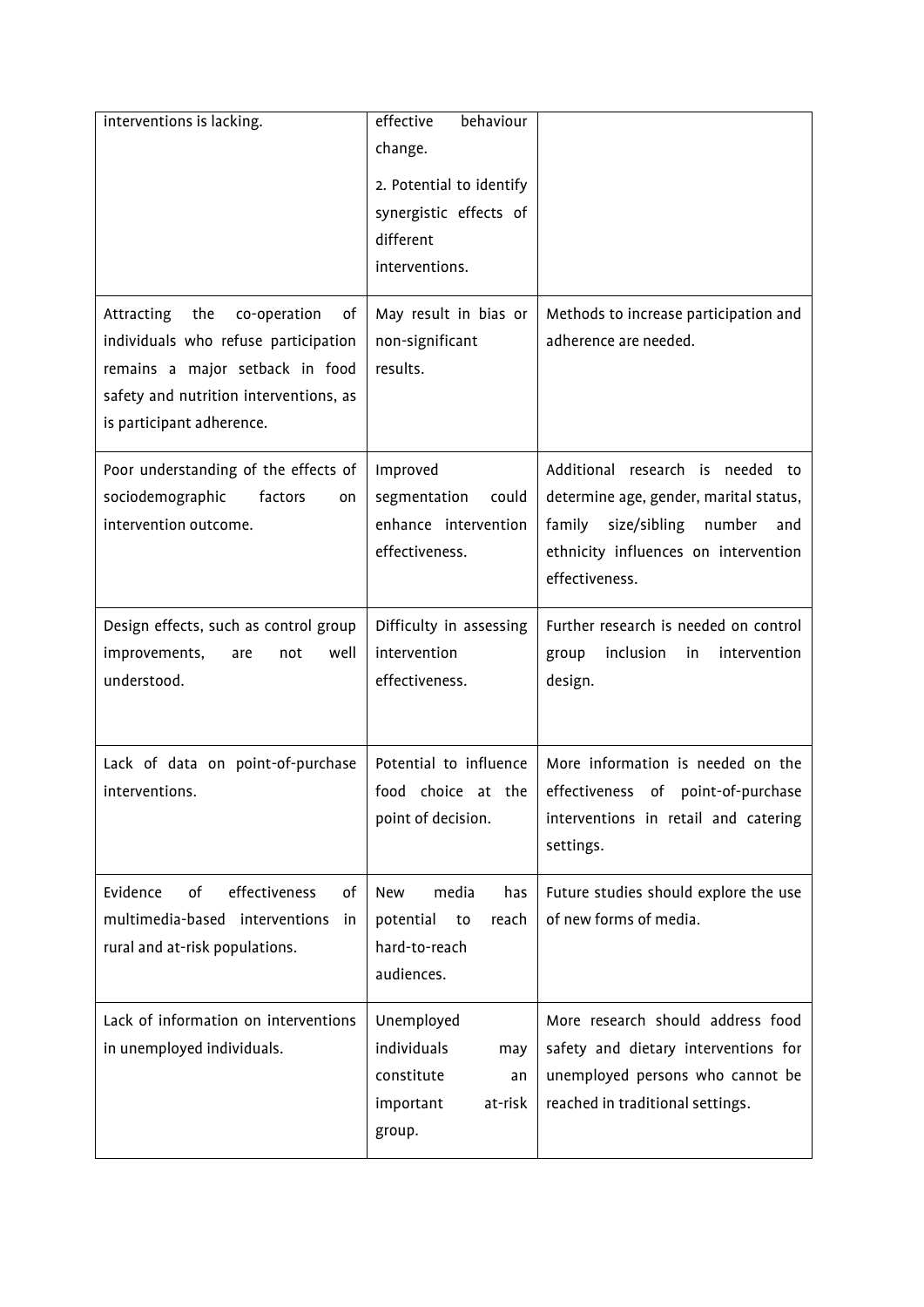| | | |
|---|---|---|
| interventions is lacking. | effective behaviour change.<br>2. Potential to identify synergistic effects of different interventions. | |
| Attracting the co-operation of individuals who refuse participation remains a major setback in food safety and nutrition interventions, as is participant adherence. | May result in bias or non-significant results. | Methods to increase participation and adherence are needed. |
| Poor understanding of the effects of sociodemographic factors on intervention outcome. | Improved segmentation could enhance intervention effectiveness. | Additional research is needed to determine age, gender, marital status, family size/sibling number and ethnicity influences on intervention effectiveness. |
| Design effects, such as control group improvements, are not well understood. | Difficulty in assessing intervention effectiveness. | Further research is needed on control group inclusion in intervention design. |
| Lack of data on point-of-purchase interventions. | Potential to influence food choice at the point of decision. | More information is needed on the effectiveness of point-of-purchase interventions in retail and catering settings. |
| Evidence of effectiveness of multimedia-based interventions in rural and at-risk populations. | New media has potential to reach hard-to-reach audiences. | Future studies should explore the use of new forms of media. |
| Lack of information on interventions in unemployed individuals. | Unemployed individuals may constitute an important at-risk group. | More research should address food safety and dietary interventions for unemployed persons who cannot be reached in traditional settings. |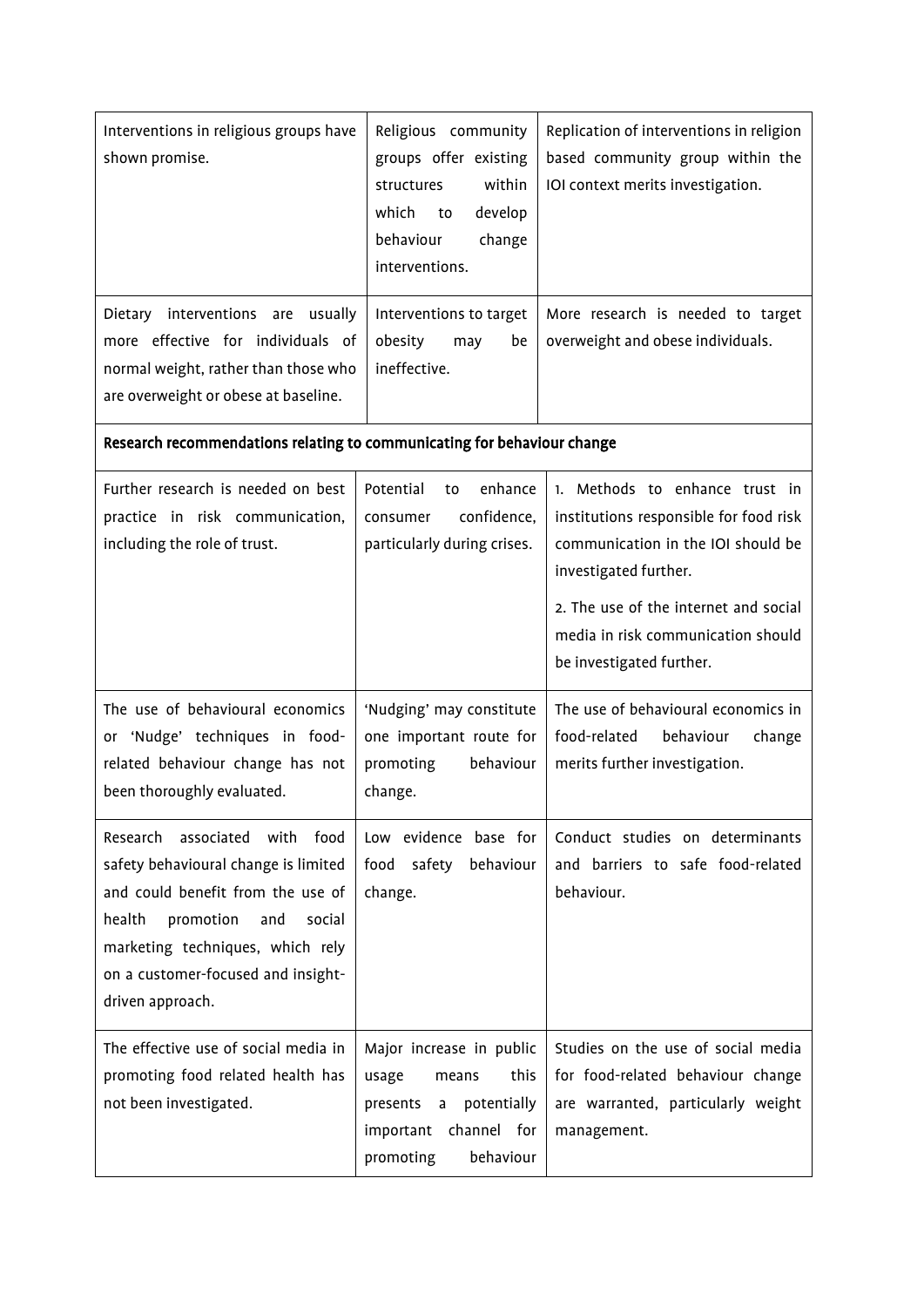| | | |
|---|---|---|
| Interventions in religious groups have shown promise. | Religious community groups offer existing structures within which to develop behaviour change interventions. | Replication of interventions in religion based community group within the IOI context merits investigation. |
| Dietary interventions are usually more effective for individuals of normal weight, rather than those who are overweight or obese at baseline. | Interventions to target obesity may be ineffective. | More research is needed to target overweight and obese individuals. |
| **Research recommendations relating to communicating for behaviour change** | | |
| Further research is needed on best practice in risk communication, including the role of trust. | Potential to enhance consumer confidence, particularly during crises. | 1. Methods to enhance trust in institutions responsible for food risk communication in the IOI should be investigated further.<br><br>2. The use of the internet and social media in risk communication should be investigated further. |
| The use of behavioural economics or 'Nudge' techniques in food-related behaviour change has not been thoroughly evaluated. | 'Nudging' may constitute one important route for promoting behaviour change. | The use of behavioural economics in food-related behaviour change merits further investigation. |
| Research associated with food safety behavioural change is limited and could benefit from the use of health promotion and social marketing techniques, which rely on a customer-focused and insight-driven approach. | Low evidence base for food safety behaviour change. | Conduct studies on determinants and barriers to safe food-related behaviour. |
| The effective use of social media in promoting food related health has not been investigated. | Major increase in public usage means this presents a potentially important channel for promoting behaviour | Studies on the use of social media for food-related behaviour change are warranted, particularly weight management. |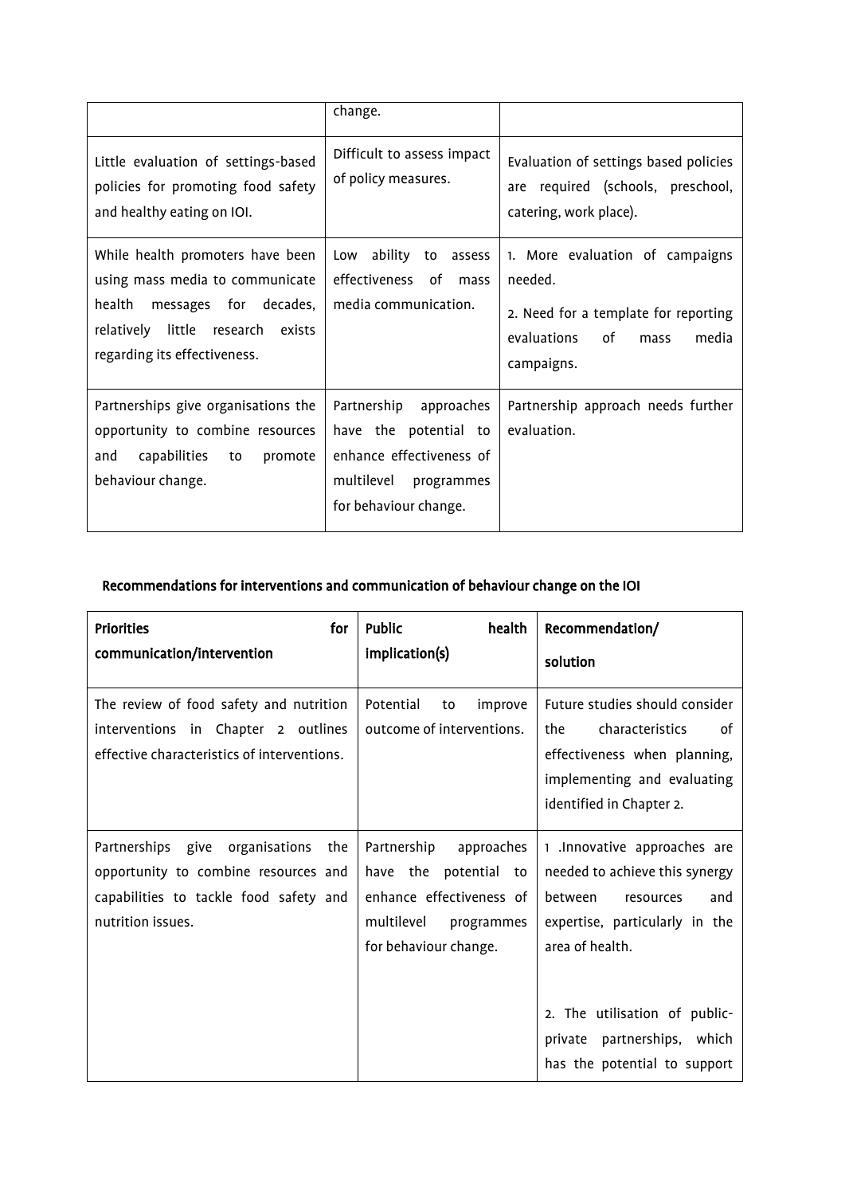| | | |
|---|---|---|
| | change. | |
| Little evaluation of settings-based policies for promoting food safety and healthy eating on IOI. | Difficult to assess impact of policy measures. | Evaluation of settings based policies are required (schools, preschool, catering, work place). |
| While health promoters have been using mass media to communicate health messages for decades, relatively little research exists regarding its effectiveness. | Low ability to assess effectiveness of mass media communication. | 1. More evaluation of campaigns needed.<br><br>2. Need for a template for reporting evaluations of mass media campaigns. |
| Partnerships give organisations the opportunity to combine resources and capabilities to promote behaviour change. | Partnership approaches have the potential to enhance effectiveness of multilevel programmes for behaviour change. | Partnership approach needs further evaluation. |

**Recommendations for interventions and communication of behaviour change on the IOI**

| Priorities for communication/intervention | Public health implication(s) | Recommendation/ solution |
|---|---|---|
| The review of food safety and nutrition interventions in Chapter 2 outlines effective characteristics of interventions. | Potential to improve outcome of interventions. | Future studies should consider the characteristics of effectiveness when planning, implementing and evaluating identified in Chapter 2. |
| Partnerships give organisations the opportunity to combine resources and capabilities to tackle food safety and nutrition issues. | Partnership approaches have the potential to enhance effectiveness of multilevel programmes for behaviour change. | 1 .Innovative approaches are needed to achieve this synergy between resources and expertise, particularly in the area of health.<br><br>2. The utilisation of public-private partnerships, which has the potential to support |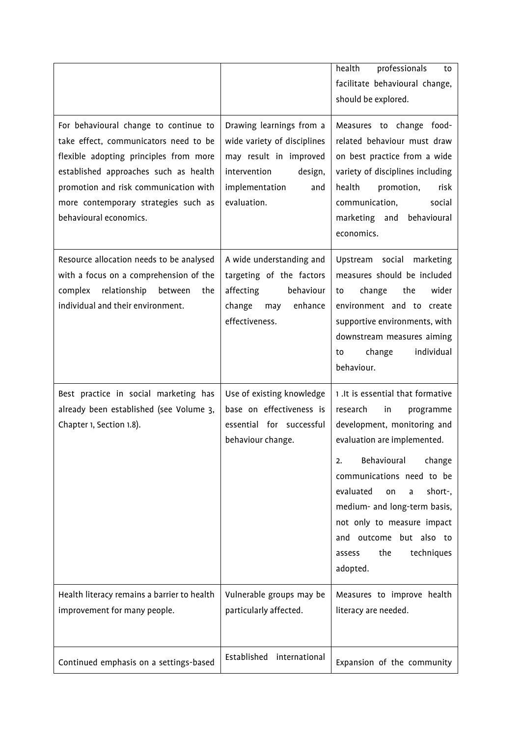| | | |
|---|---|---|
| | | health professionals to facilitate behavioural change, should be explored. |
| For behavioural change to continue to take effect, communicators need to be flexible adopting principles from more established approaches such as health promotion and risk communication with more contemporary strategies such as behavioural economics. | Drawing learnings from a wide variety of disciplines may result in improved intervention design, implementation and evaluation. | Measures to change food-related behaviour must draw on best practice from a wide variety of disciplines including health promotion, risk communication, social marketing and behavioural economics. |
| Resource allocation needs to be analysed with a focus on a comprehension of the complex relationship between the individual and their environment. | A wide understanding and targeting of the factors affecting behaviour change may enhance effectiveness. | Upstream social marketing measures should be included to change the wider environment and to create supportive environments, with downstream measures aiming to change individual behaviour. |
| Best practice in social marketing has already been established (see Volume 3, Chapter 1, Section 1.8). | Use of existing knowledge base on effectiveness is essential for successful behaviour change. | 1 .It is essential that formative research in programme development, monitoring and evaluation are implemented.<br><br>2. Behavioural change communications need to be evaluated on a short-, medium- and long-term basis, not only to measure impact and outcome but also to assess the techniques adopted. |
| Health literacy remains a barrier to health improvement for many people. | Vulnerable groups may be particularly affected. | Measures to improve health literacy are needed. |
| Continued emphasis on a settings-based | Established international | Expansion of the community |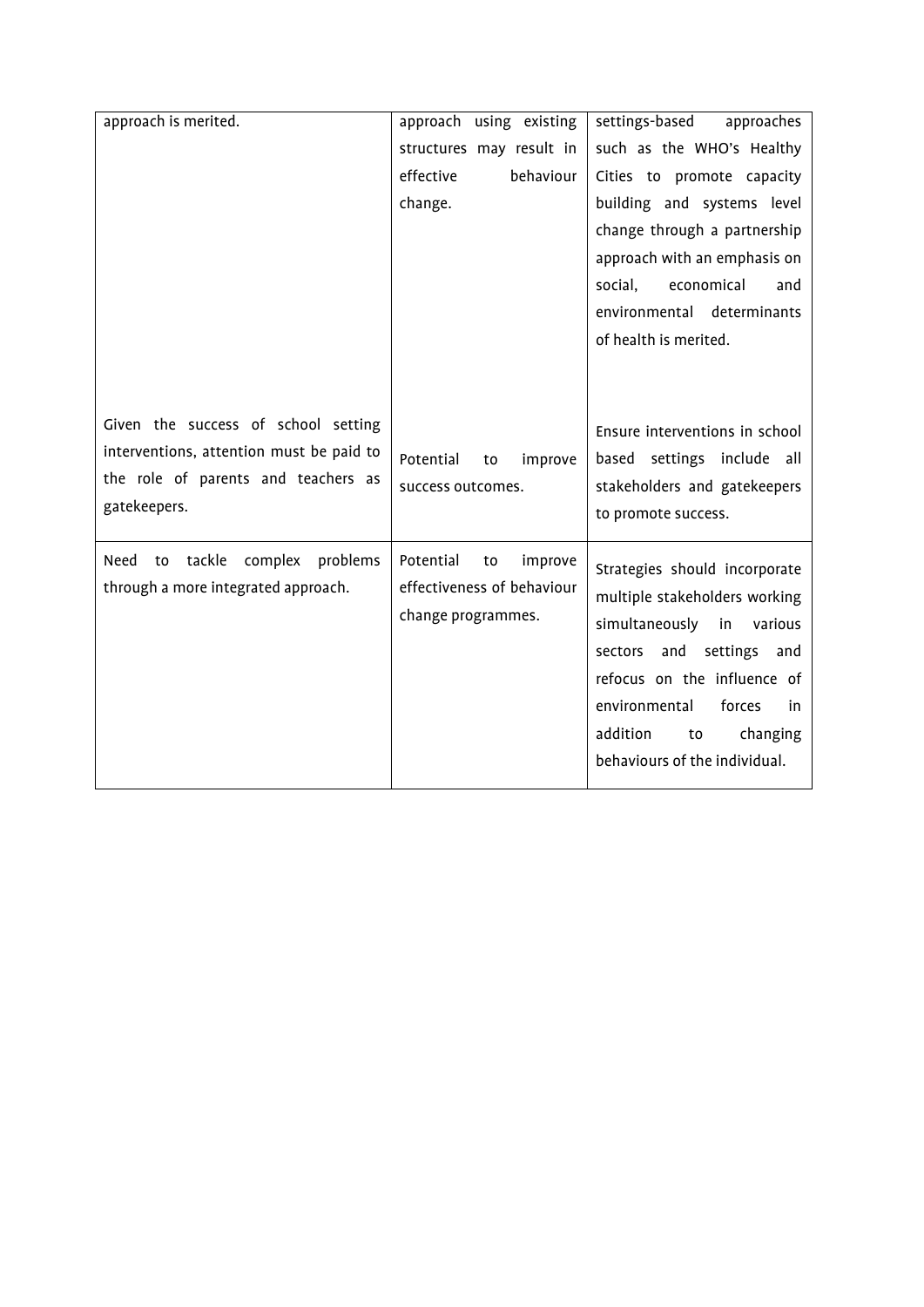| | | |
|---|---|---|
| approach is merited. | approach using existing structures may result in effective behaviour change. | settings-based approaches such as the WHO's Healthy Cities to promote capacity building and systems level change through a partnership approach with an emphasis on social, economical and environmental determinants of health is merited. |
| Given the success of school setting interventions, attention must be paid to the role of parents and teachers as gatekeepers. | Potential to improve success outcomes. | Ensure interventions in school based settings include all stakeholders and gatekeepers to promote success. |
| Need to tackle complex problems through a more integrated approach. | Potential to improve effectiveness of behaviour change programmes. | Strategies should incorporate multiple stakeholders working simultaneously in various sectors and settings and refocus on the influence of environmental forces in addition to changing behaviours of the individual. |